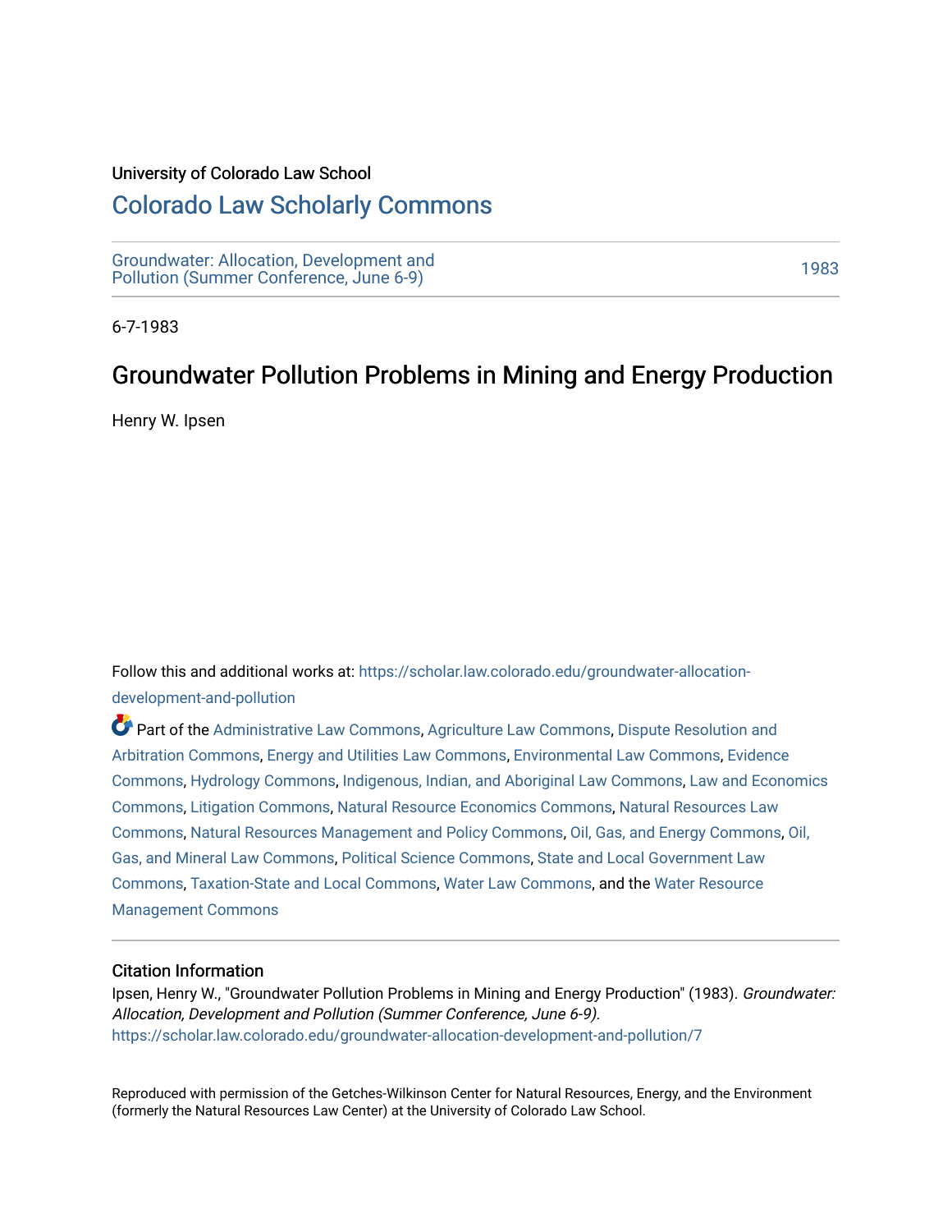University of Colorado Law School

# Colorado Law Scholarly Commons

Groundwater: Allocation, Development and Pollution (Summer Conference, June 6-9)

1983

6-7-1983

## Groundwater Pollution Problems in Mining and Energy Production

Henry W. Ipsen

Follow this and additional works at: https://scholar.law.colorado.edu/groundwater-allocation-development-and-pollution

Part of the Administrative Law Commons, Agriculture Law Commons, Dispute Resolution and Arbitration Commons, Energy and Utilities Law Commons, Environmental Law Commons, Evidence Commons, Hydrology Commons, Indigenous, Indian, and Aboriginal Law Commons, Law and Economics Commons, Litigation Commons, Natural Resource Economics Commons, Natural Resources Law Commons, Natural Resources Management and Policy Commons, Oil, Gas, and Energy Commons, Oil, Gas, and Mineral Law Commons, Political Science Commons, State and Local Government Law Commons, Taxation-State and Local Commons, Water Law Commons, and the Water Resource Management Commons

### Citation Information

Ipsen, Henry W., "Groundwater Pollution Problems in Mining and Energy Production" (1983). *Groundwater: Allocation, Development and Pollution (Summer Conference, June 6-9).*
https://scholar.law.colorado.edu/groundwater-allocation-development-and-pollution/7

Reproduced with permission of the Getches-Wilkinson Center for Natural Resources, Energy, and the Environment (formerly the Natural Resources Law Center) at the University of Colorado Law School.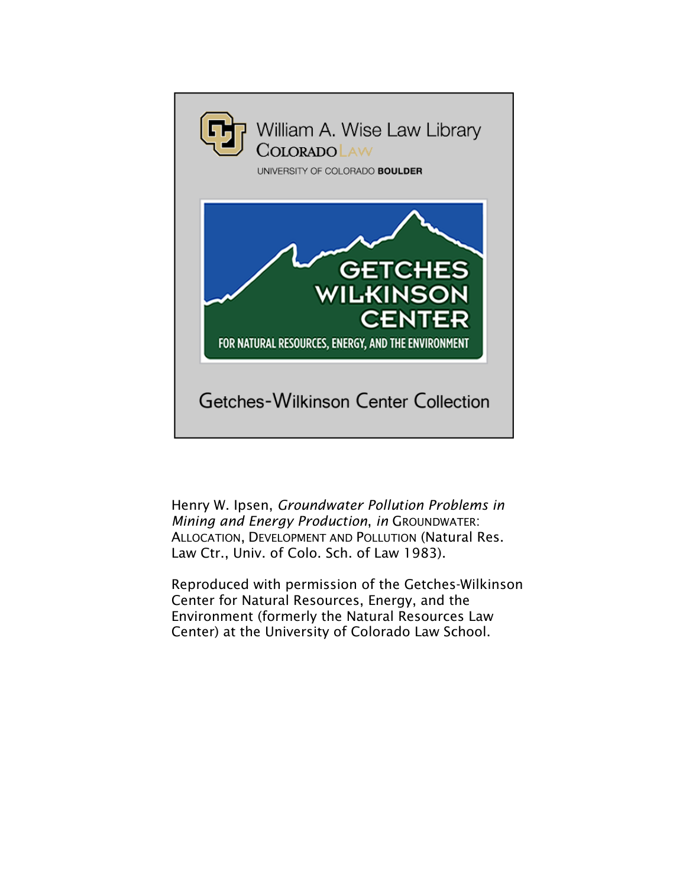William A. Wise Law Library
COLORADO LAW
UNIVERSITY OF COLORADO **BOULDER**

GETCHES WILKINSON CENTER
FOR NATURAL RESOURCES, ENERGY, AND THE ENVIRONMENT

Getches-Wilkinson Center Collection

Henry W. Ipsen, *Groundwater Pollution Problems in Mining and Energy Production*, *in* GROUNDWATER: ALLOCATION, DEVELOPMENT AND POLLUTION (Natural Res. Law Ctr., Univ. of Colo. Sch. of Law 1983).

Reproduced with permission of the Getches-Wilkinson Center for Natural Resources, Energy, and the Environment (formerly the Natural Resources Law Center) at the University of Colorado Law School.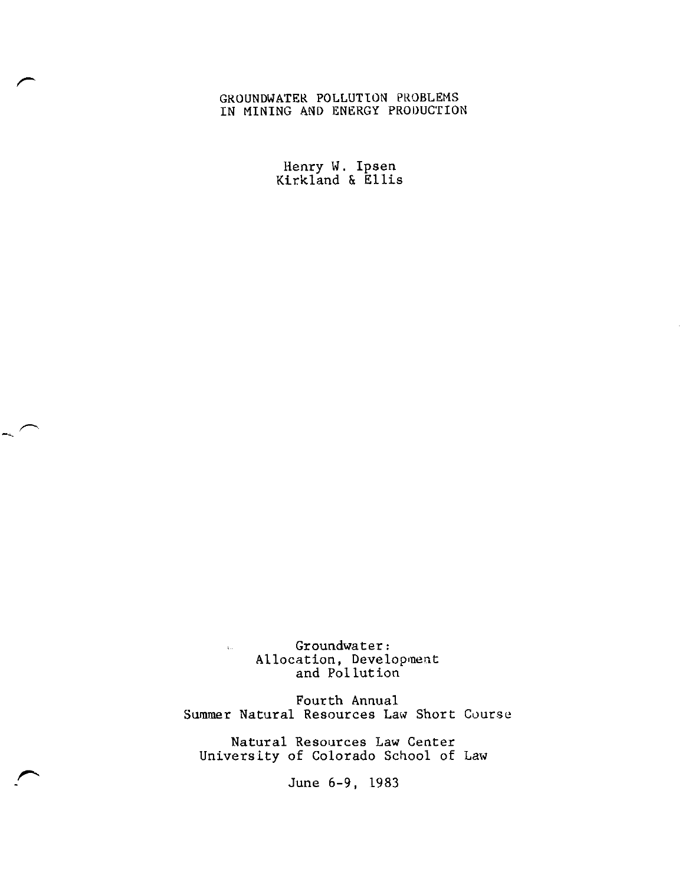# GROUNDWATER POLLUTION PROBLEMS IN MINING AND ENERGY PRODUCTION

Henry W. Ipsen
Kirkland & Ellis

Groundwater:
Allocation, Development
and Pollution

Fourth Annual
Summer Natural Resources Law Short Course

Natural Resources Law Center
University of Colorado School of Law

June 6-9, 1983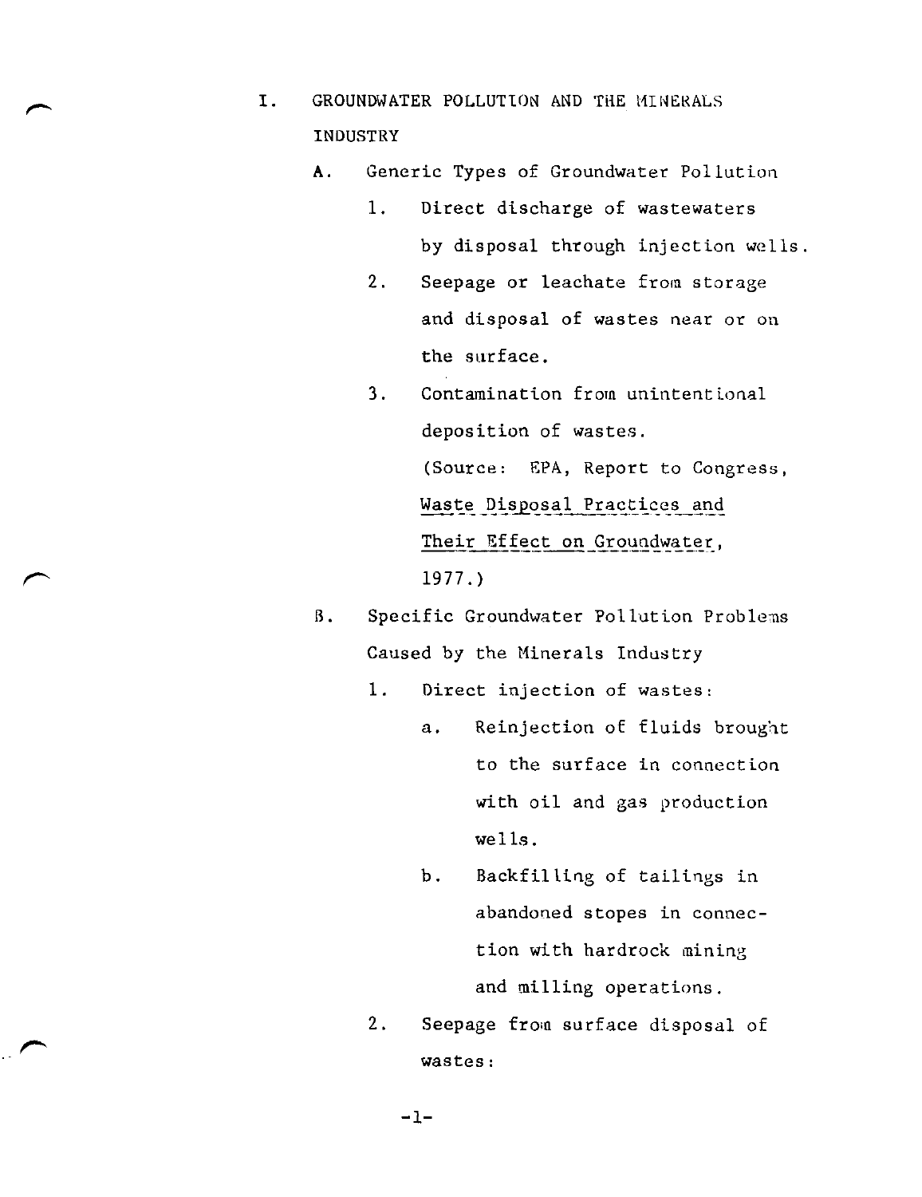# I. GROUNDWATER POLLUTION AND THE MINERALS INDUSTRY

## A. Generic Types of Groundwater Pollution

1. Direct discharge of wastewaters by disposal through injection wells.
2. Seepage or leachate from storage and disposal of wastes near or on the surface.
3. Contamination from unintentional deposition of wastes.

   (Source: EPA, Report to Congress, Waste Disposal Practices and Their Effect on Groundwater, 1977.)

## B. Specific Groundwater Pollution Problems Caused by the Minerals Industry

1. Direct injection of wastes:
   a. Reinjection of fluids brought to the surface in connection with oil and gas production wells.
   b. Backfilling of tailings in abandoned stopes in connection with hardrock mining and milling operations.
2. Seepage from surface disposal of wastes: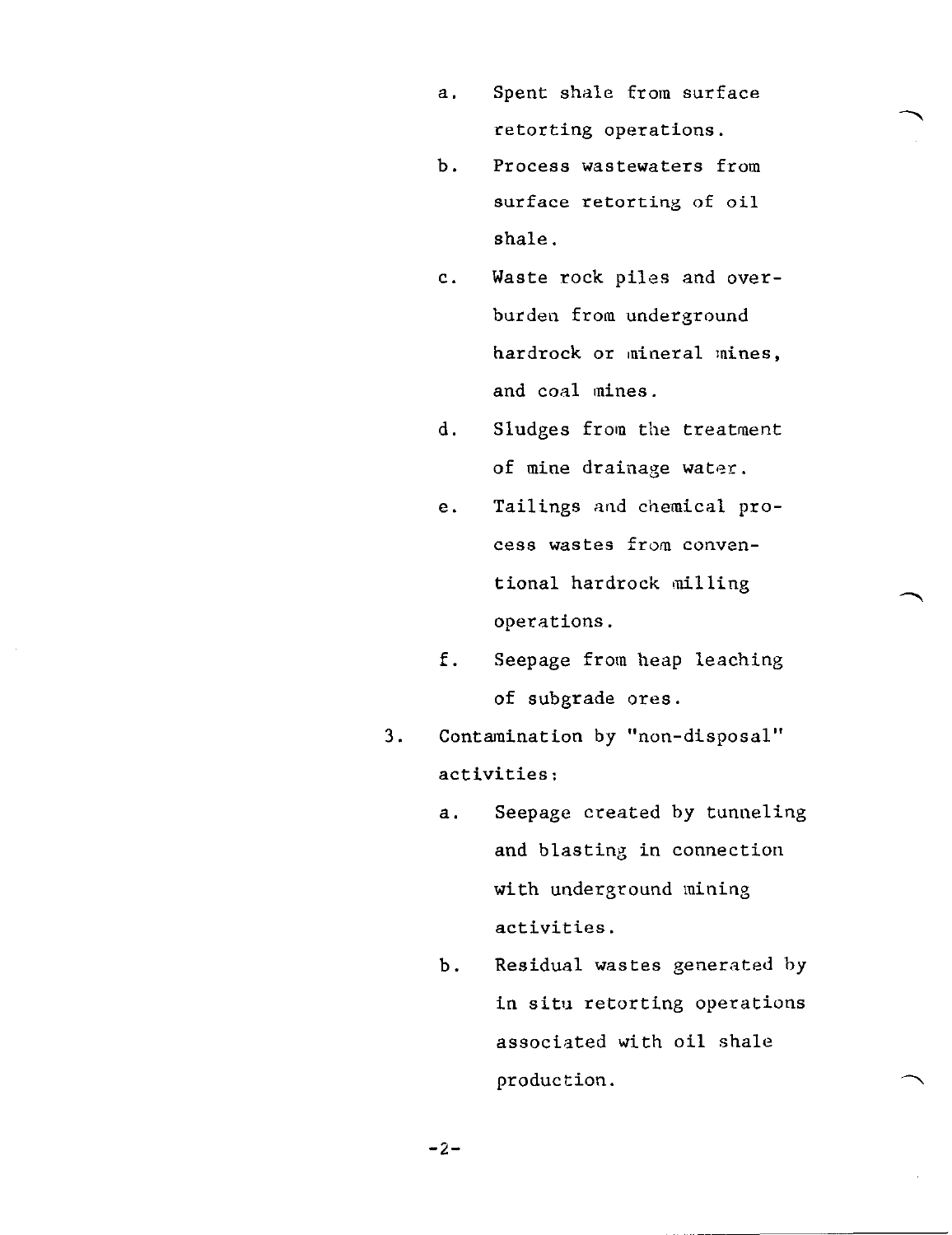a. Spent shale from surface retorting operations.

   b. Process wastewaters from surface retorting of oil shale.

   c. Waste rock piles and overburden from underground hardrock or mineral mines, and coal mines.

   d. Sludges from the treatment of mine drainage water.

   e. Tailings and chemical process wastes from conventional hardrock milling operations.

   f. Seepage from heap leaching of subgrade ores.

3. Contamination by "non-disposal" activities:

   a. Seepage created by tunneling and blasting in connection with underground mining activities.

   b. Residual wastes generated by in situ retorting operations associated with oil shale production.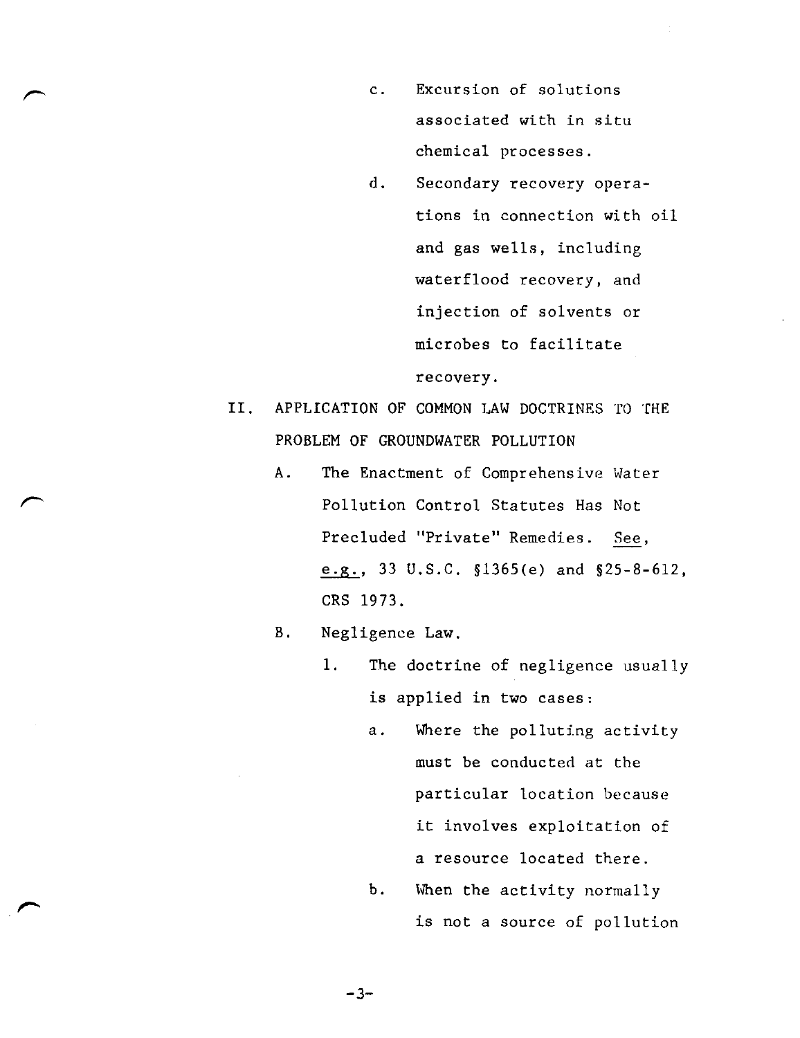c. Excursion of solutions associated with in situ chemical processes.

d. Secondary recovery operations in connection with oil and gas wells, including waterflood recovery, and injection of solvents or microbes to facilitate recovery.

II. APPLICATION OF COMMON LAW DOCTRINES TO THE PROBLEM OF GROUNDWATER POLLUTION

A. The Enactment of Comprehensive Water Pollution Control Statutes Has Not Precluded "Private" Remedies. See, e.g., 33 U.S.C. §1365(e) and §25-8-612, CRS 1973.

B. Negligence Law.

1. The doctrine of negligence usually is applied in two cases:

a. Where the polluting activity must be conducted at the particular location because it involves exploitation of a resource located there.

b. When the activity normally is not a source of pollution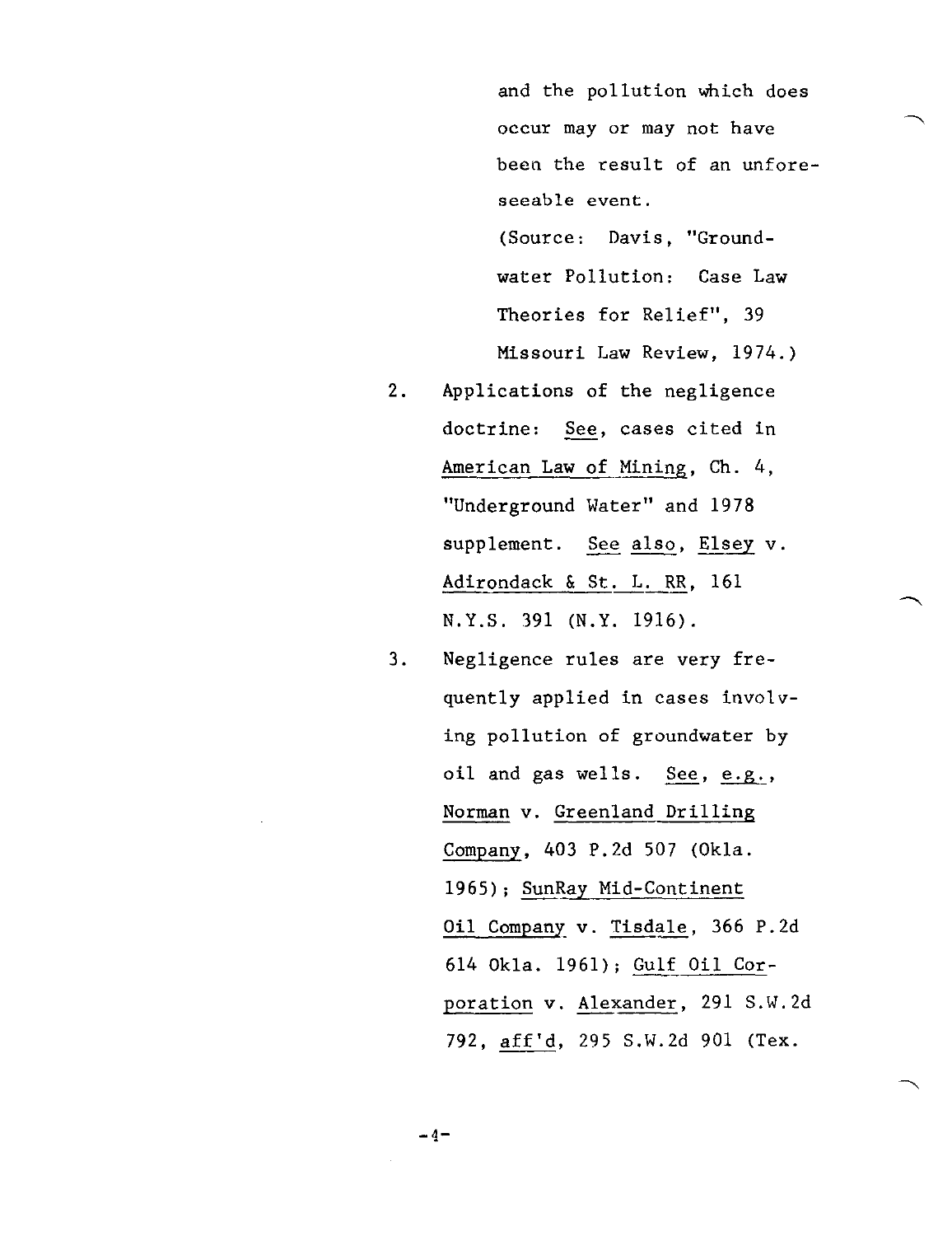and the pollution which does occur may or may not have been the result of an unforeseeable event.

(Source: Davis, "Groundwater Pollution: Case Law Theories for Relief", 39 Missouri Law Review, 1974.)

2. Applications of the negligence doctrine: See, cases cited in American Law of Mining, Ch. 4, "Underground Water" and 1978 supplement. See also, Elsey v. Adirondack & St. L. RR, 161 N.Y.S. 391 (N.Y. 1916).

3. Negligence rules are very frequently applied in cases involving pollution of groundwater by oil and gas wells. See, e.g., Norman v. Greenland Drilling Company, 403 P.2d 507 (Okla. 1965); SunRay Mid-Continent Oil Company v. Tisdale, 366 P.2d 614 Okla. 1961); Gulf Oil Corporation v. Alexander, 291 S.W.2d 792, aff'd, 295 S.W.2d 901 (Tex.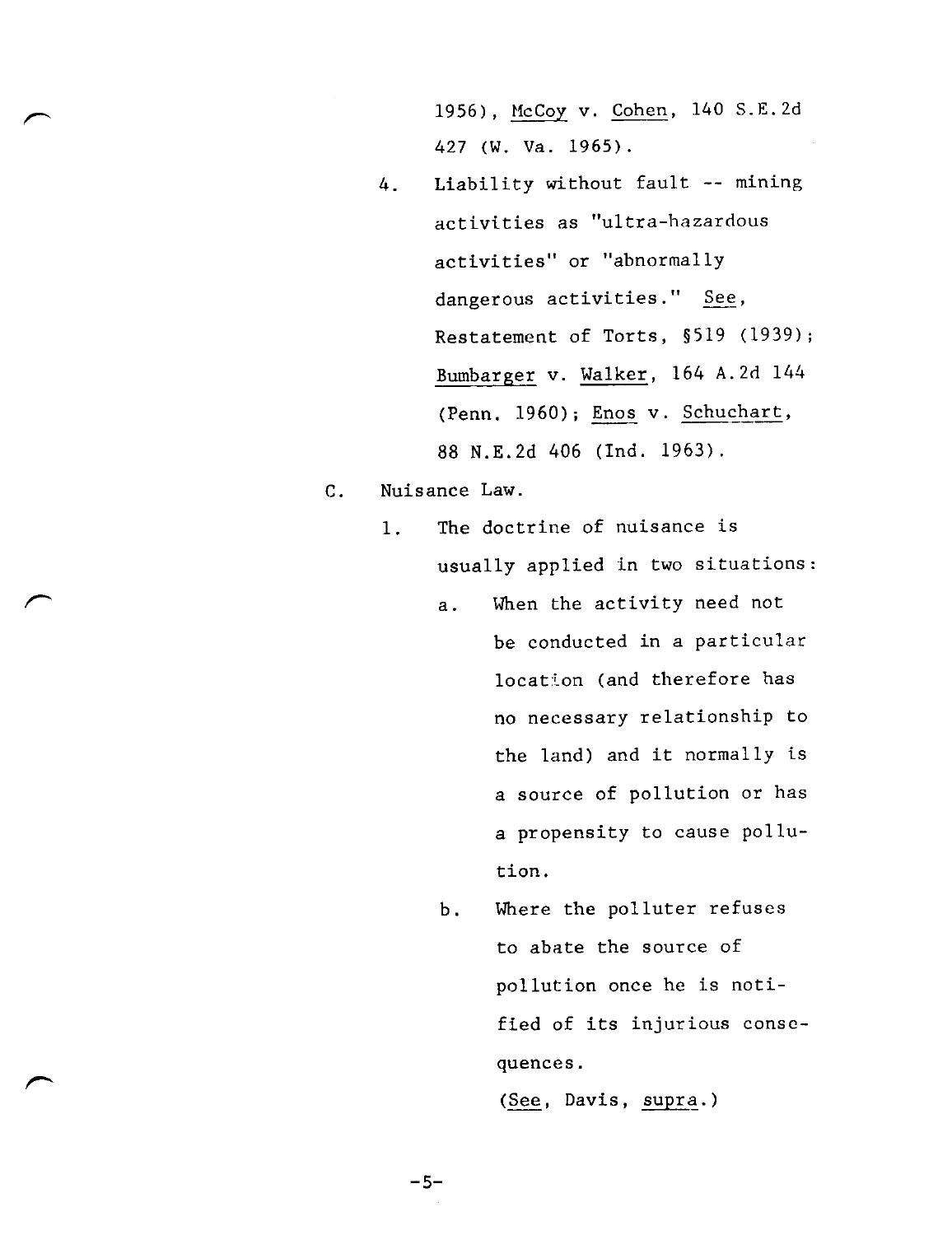1956), McCoy v. Cohen, 140 S.E.2d 427 (W. Va. 1965).

4. Liability without fault -- mining activities as "ultra-hazardous activities" or "abnormally dangerous activities." *See*, Restatement of Torts, §519 (1939); Bumbarger v. Walker, 164 A.2d 144 (Penn. 1960); Enos v. Schuchart, 88 N.E.2d 406 (Ind. 1963).

C. Nuisance Law.

1. The doctrine of nuisance is usually applied in two situations:

   a. When the activity need not be conducted in a particular location (and therefore has no necessary relationship to the land) and it normally is a source of pollution or has a propensity to cause pollution.

   b. Where the polluter refuses to abate the source of pollution once he is notified of its injurious consequences.

   (*See*, Davis, *supra*.)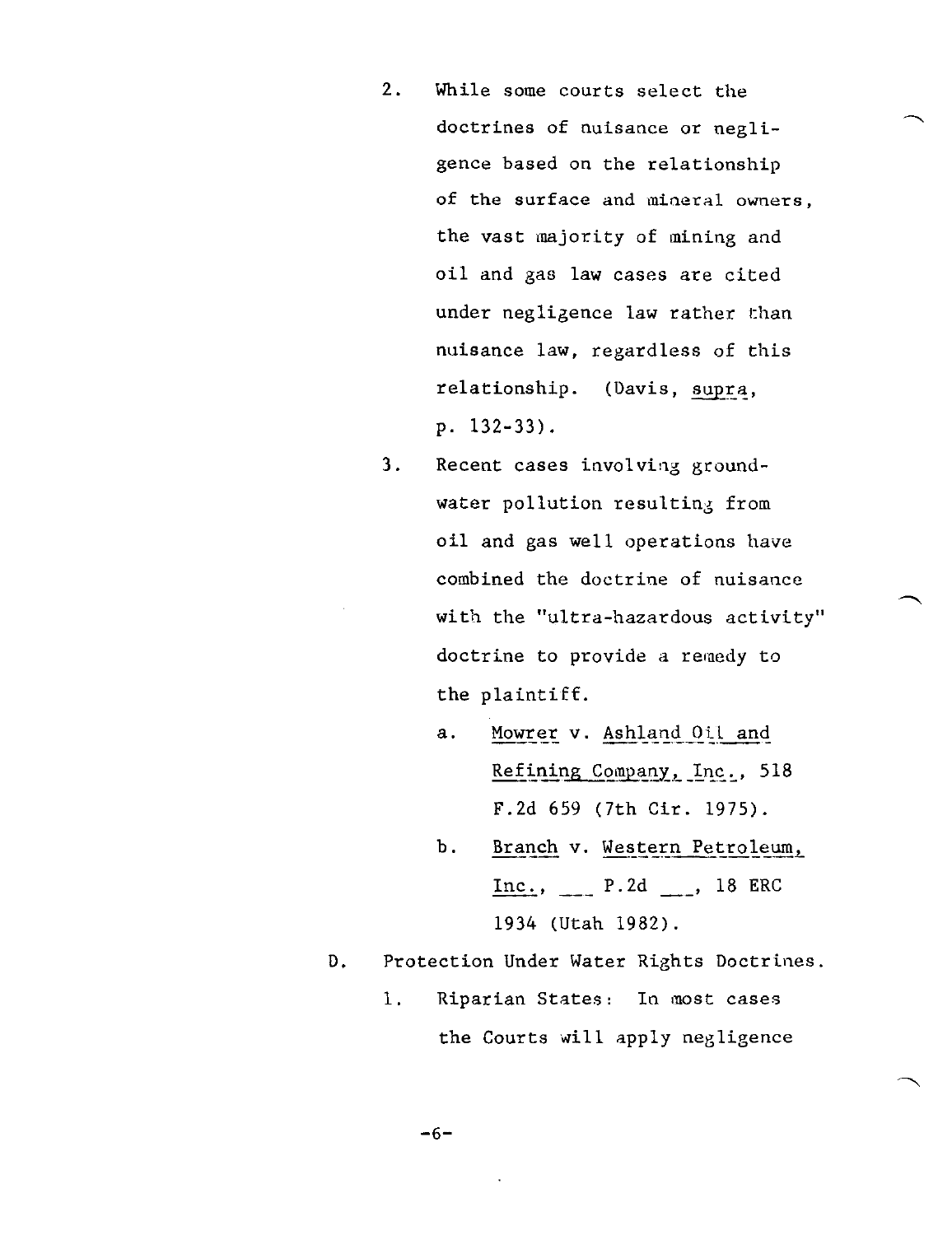2. While some courts select the doctrines of nuisance or negligence based on the relationship of the surface and mineral owners, the vast majority of mining and oil and gas law cases are cited under negligence law rather than nuisance law, regardless of this relationship. (Davis, _supra_, p. 132-33).

3. Recent cases involving groundwater pollution resulting from oil and gas well operations have combined the doctrine of nuisance with the "ultra-hazardous activity" doctrine to provide a remedy to the plaintiff.

   a. _Mowrer_ v. _Ashland Oil and Refining Company, Inc._, 518 F.2d 659 (7th Cir. 1975).

   b. _Branch_ v. _Western Petroleum, Inc._, ___ P.2d ___, 18 ERC 1934 (Utah 1982).

D. Protection Under Water Rights Doctrines.

   1. Riparian States: In most cases the Courts will apply negligence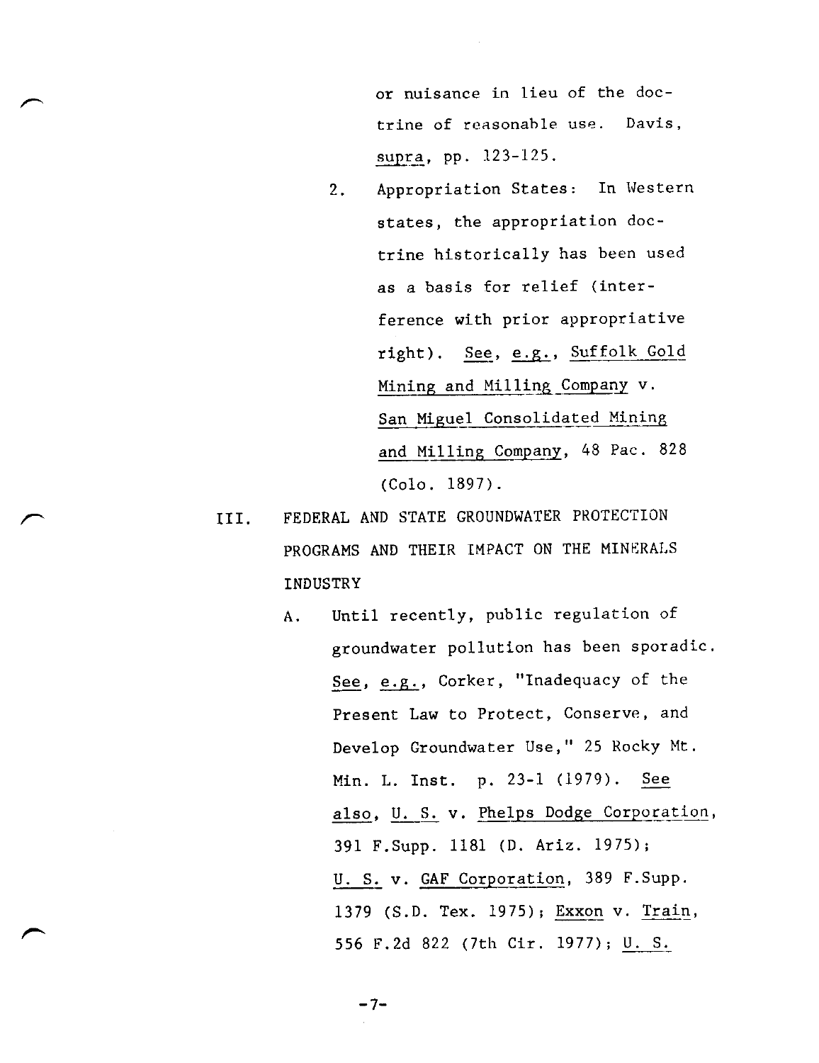or nuisance in lieu of the doctrine of reasonable use. Davis, *supra*, pp. 123-125.

2. Appropriation States: In Western states, the appropriation doctrine historically has been used as a basis for relief (interference with prior appropriative right). *See, e.g.*, *Suffolk Gold Mining and Milling Company* v. *San Miguel Consolidated Mining and Milling Company*, 48 Pac. 828 (Colo. 1897).

III. FEDERAL AND STATE GROUNDWATER PROTECTION PROGRAMS AND THEIR IMPACT ON THE MINERALS INDUSTRY

A. Until recently, public regulation of groundwater pollution has been sporadic. *See, e.g.*, Corker, "Inadequacy of the Present Law to Protect, Conserve, and Develop Groundwater Use," 25 Rocky Mt. Min. L. Inst. p. 23-1 (1979). *See also*, *U. S.* v. *Phelps Dodge Corporation*, 391 F.Supp. 1181 (D. Ariz. 1975); *U. S.* v. *GAF Corporation*, 389 F.Supp. 1379 (S.D. Tex. 1975); *Exxon* v. *Train*, 556 F.2d 822 (7th Cir. 1977); *U. S.*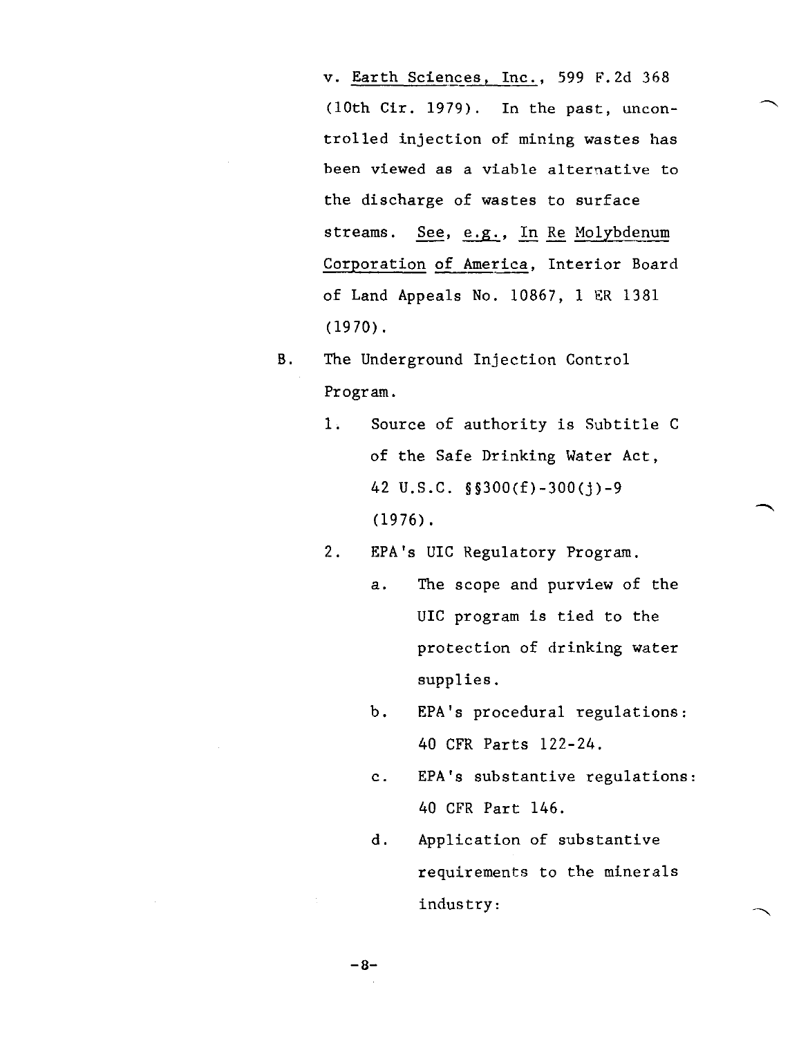v. Earth Sciences, Inc., 599 F.2d 368 (10th Cir. 1979). In the past, uncontrolled injection of mining wastes has been viewed as a viable alternative to the discharge of wastes to surface streams. See, e.g., In Re Molybdenum Corporation of America, Interior Board of Land Appeals No. 10867, 1 ER 1381 (1970).

B. The Underground Injection Control Program.

1. Source of authority is Subtitle C of the Safe Drinking Water Act, 42 U.S.C. §§300(f)-300(j)-9 (1976).

2. EPA's UIC Regulatory Program.

   a. The scope and purview of the UIC program is tied to the protection of drinking water supplies.

   b. EPA's procedural regulations: 40 CFR Parts 122-24.

   c. EPA's substantive regulations: 40 CFR Part 146.

   d. Application of substantive requirements to the minerals industry: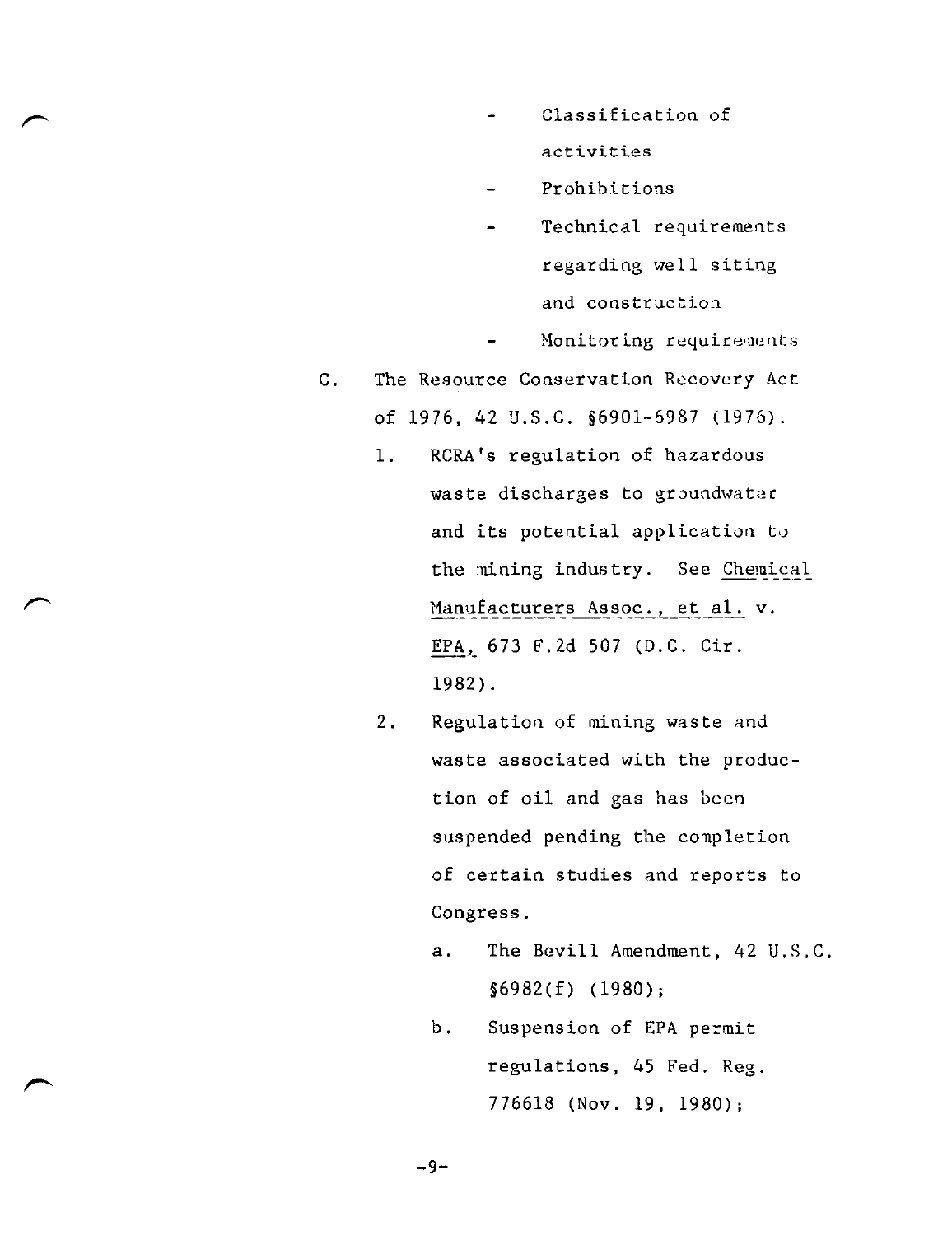- Classification of activities
- Prohibitions
- Technical requirements regarding well siting and construction
- Monitoring requirements

C. The Resource Conservation Recovery Act of 1976, 42 U.S.C. §6901-6987 (1976).

1. RCRA's regulation of hazardous waste discharges to groundwater and its potential application to the mining industry. See Chemical Manufacturers Assoc., et al. v. EPA, 673 F.2d 507 (D.C. Cir. 1982).

2. Regulation of mining waste and waste associated with the production of oil and gas has been suspended pending the completion of certain studies and reports to Congress.

   a. The Bevill Amendment, 42 U.S.C. §6982(f) (1980);

   b. Suspension of EPA permit regulations, 45 Fed. Reg. 776618 (Nov. 19, 1980);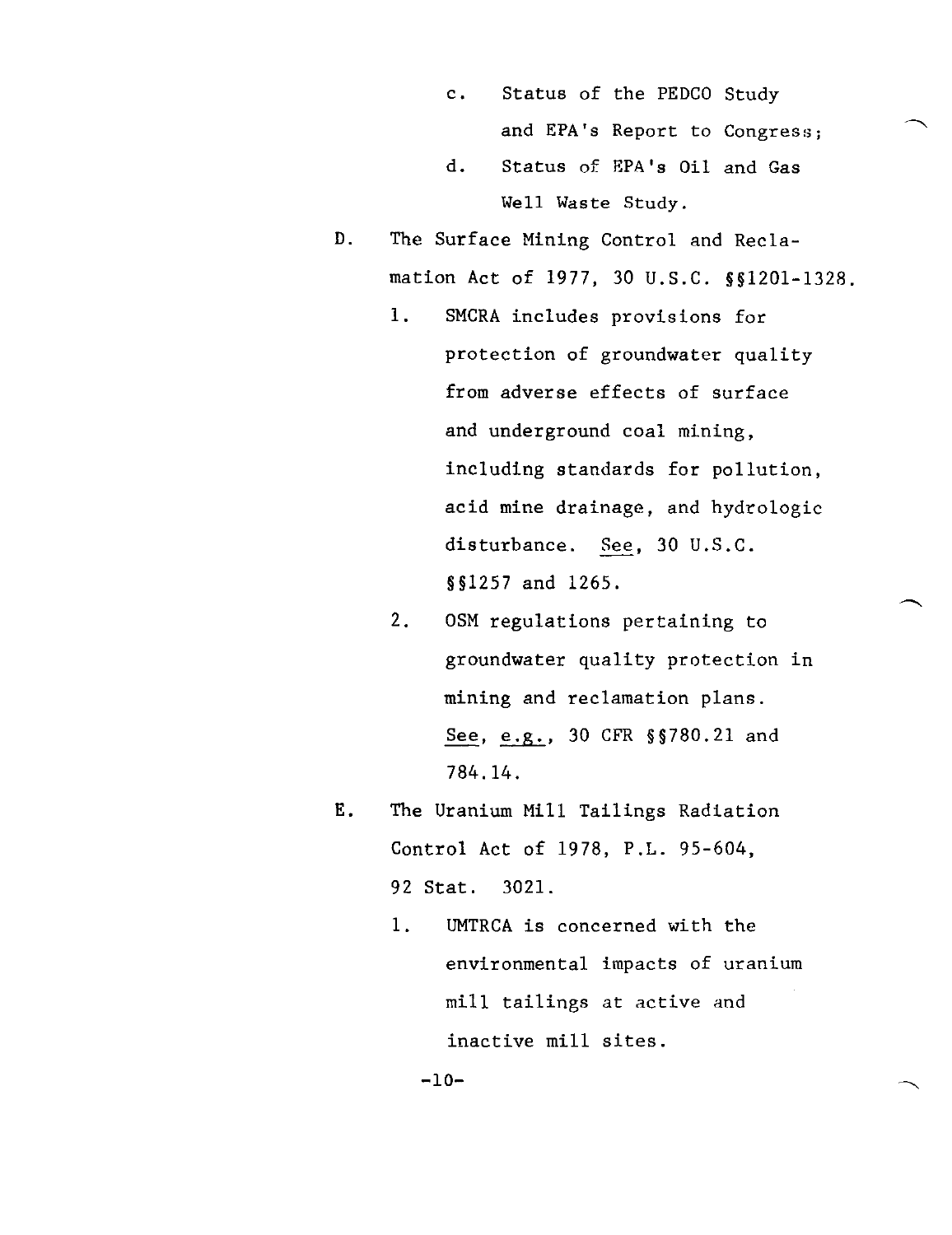c. Status of the PEDCO Study and EPA's Report to Congress;

   d. Status of EPA's Oil and Gas Well Waste Study.

D. The Surface Mining Control and Reclamation Act of 1977, 30 U.S.C. §§1201-1328.

   1. SMCRA includes provisions for protection of groundwater quality from adverse effects of surface and underground coal mining, including standards for pollution, acid mine drainage, and hydrologic disturbance. See, 30 U.S.C. §§1257 and 1265.

   2. OSM regulations pertaining to groundwater quality protection in mining and reclamation plans. See, e.g., 30 CFR §§780.21 and 784.14.

E. The Uranium Mill Tailings Radiation Control Act of 1978, P.L. 95-604, 92 Stat. 3021.

   1. UMTRCA is concerned with the environmental impacts of uranium mill tailings at active and inactive mill sites.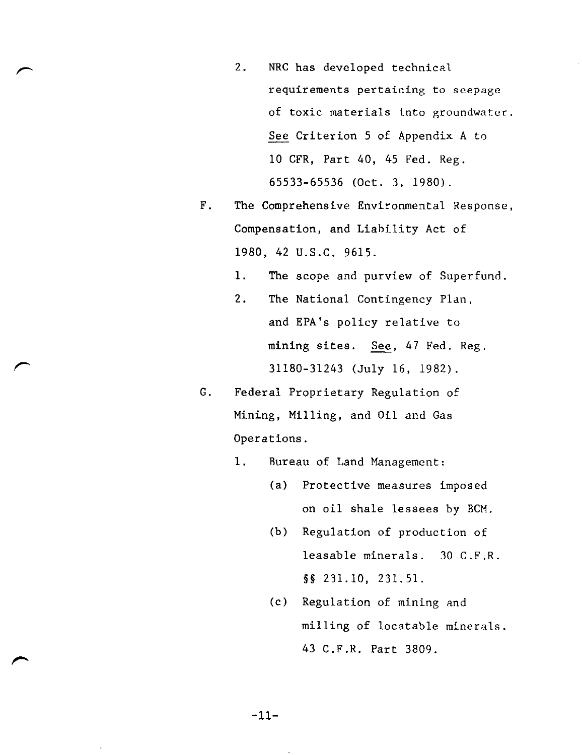2. NRC has developed technical requirements pertaining to seepage of toxic materials into groundwater. See Criterion 5 of Appendix A to 10 CFR, Part 40, 45 Fed. Reg. 65533-65536 (Oct. 3, 1980).

F. The Comprehensive Environmental Response, Compensation, and Liability Act of 1980, 42 U.S.C. 9615.

   1. The scope and purview of Superfund.

   2. The National Contingency Plan, and EPA's policy relative to mining sites. See, 47 Fed. Reg. 31180-31243 (July 16, 1982).

G. Federal Proprietary Regulation of Mining, Milling, and Oil and Gas Operations.

   1. Bureau of Land Management:

      (a) Protective measures imposed on oil shale lessees by BCM.

      (b) Regulation of production of leasable minerals. 30 C.F.R. §§ 231.10, 231.51.

      (c) Regulation of mining and milling of locatable minerals. 43 C.F.R. Part 3809.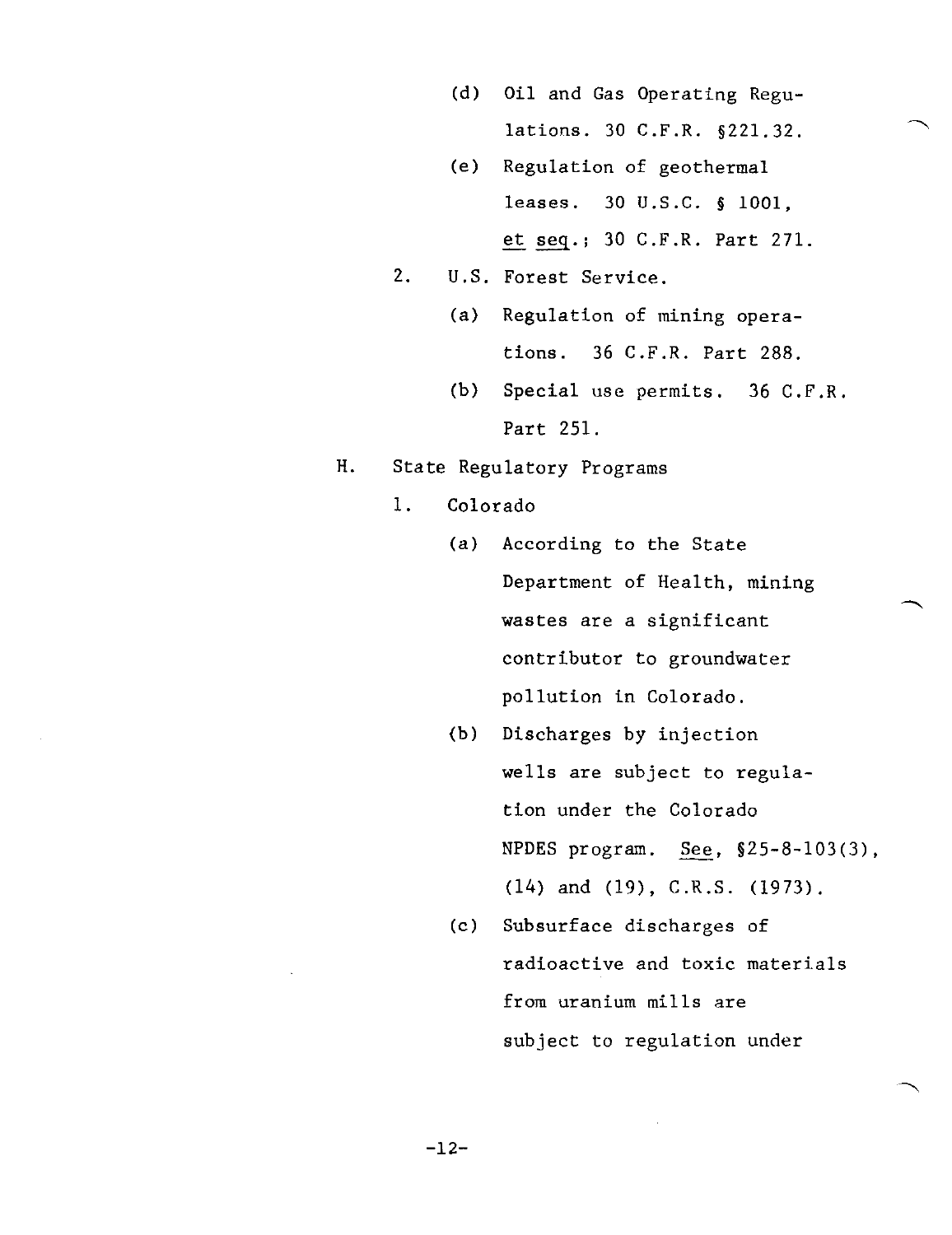(d) Oil and Gas Operating Regulations. 30 C.F.R. §221.32.

(e) Regulation of geothermal leases. 30 U.S.C. § 1001, *et seq.*; 30 C.F.R. Part 271.

2. U.S. Forest Service.

   (a) Regulation of mining operations. 36 C.F.R. Part 288.

   (b) Special use permits. 36 C.F.R. Part 251.

H. State Regulatory Programs

   1. Colorado

      (a) According to the State Department of Health, mining wastes are a significant contributor to groundwater pollution in Colorado.

      (b) Discharges by injection wells are subject to regulation under the Colorado NPDES program. *See*, §25-8-103(3), (14) and (19), C.R.S. (1973).

      (c) Subsurface discharges of radioactive and toxic materials from uranium mills are subject to regulation under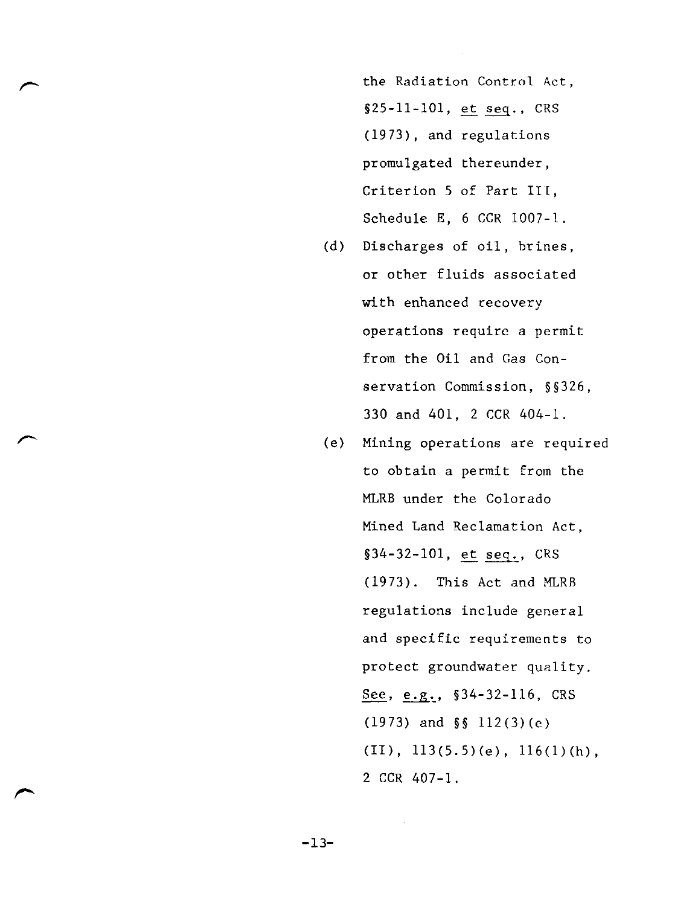the Radiation Control Act, §25-11-101, *et seq.*, CRS (1973), and regulations promulgated thereunder, Criterion 5 of Part III, Schedule E, 6 CCR 1007-1.

(d) Discharges of oil, brines, or other fluids associated with enhanced recovery operations require a permit from the Oil and Gas Conservation Commission, §§326, 330 and 401, 2 CCR 404-1.

(e) Mining operations are required to obtain a permit from the MLRB under the Colorado Mined Land Reclamation Act, §34-32-101, *et seq.*, CRS (1973). This Act and MLRB regulations include general and specific requirements to protect groundwater quality. *See*, *e.g.*, §34-32-116, CRS (1973) and §§ 112(3)(e)(II), 113(5.5)(e), 116(1)(h), 2 CCR 407-1.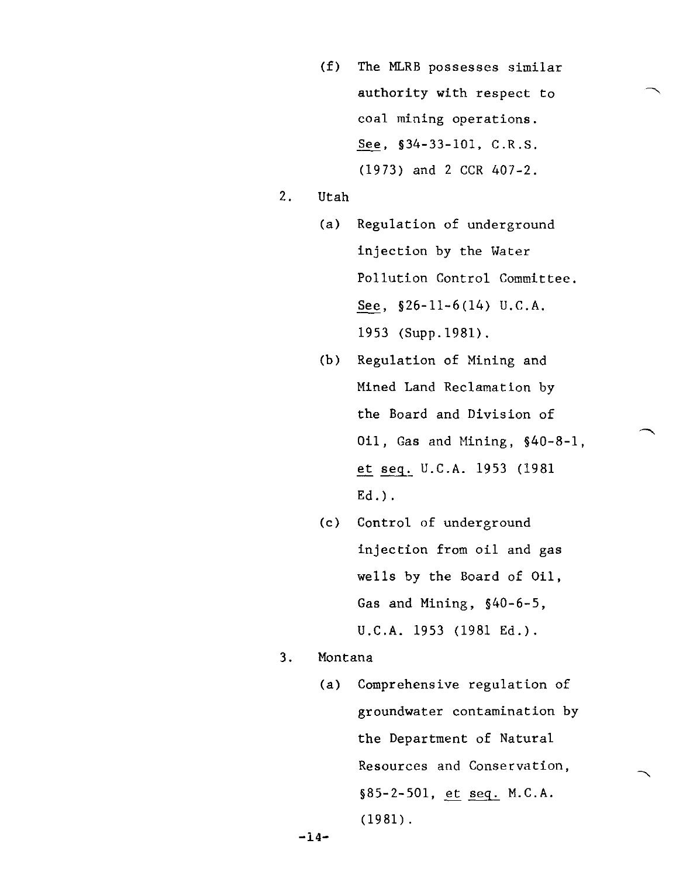(f) The MLRB possesses similar authority with respect to coal mining operations. See, §34-33-101, C.R.S. (1973) and 2 CCR 407-2.

2. Utah

   (a) Regulation of underground injection by the Water Pollution Control Committee. See, §26-11-6(14) U.C.A. 1953 (Supp.1981).

   (b) Regulation of Mining and Mined Land Reclamation by the Board and Division of Oil, Gas and Mining, §40-8-1, et seq. U.C.A. 1953 (1981 Ed.).

   (c) Control of underground injection from oil and gas wells by the Board of Oil, Gas and Mining, §40-6-5, U.C.A. 1953 (1981 Ed.).

3. Montana

   (a) Comprehensive regulation of groundwater contamination by the Department of Natural Resources and Conservation, §85-2-501, et seq. M.C.A. (1981).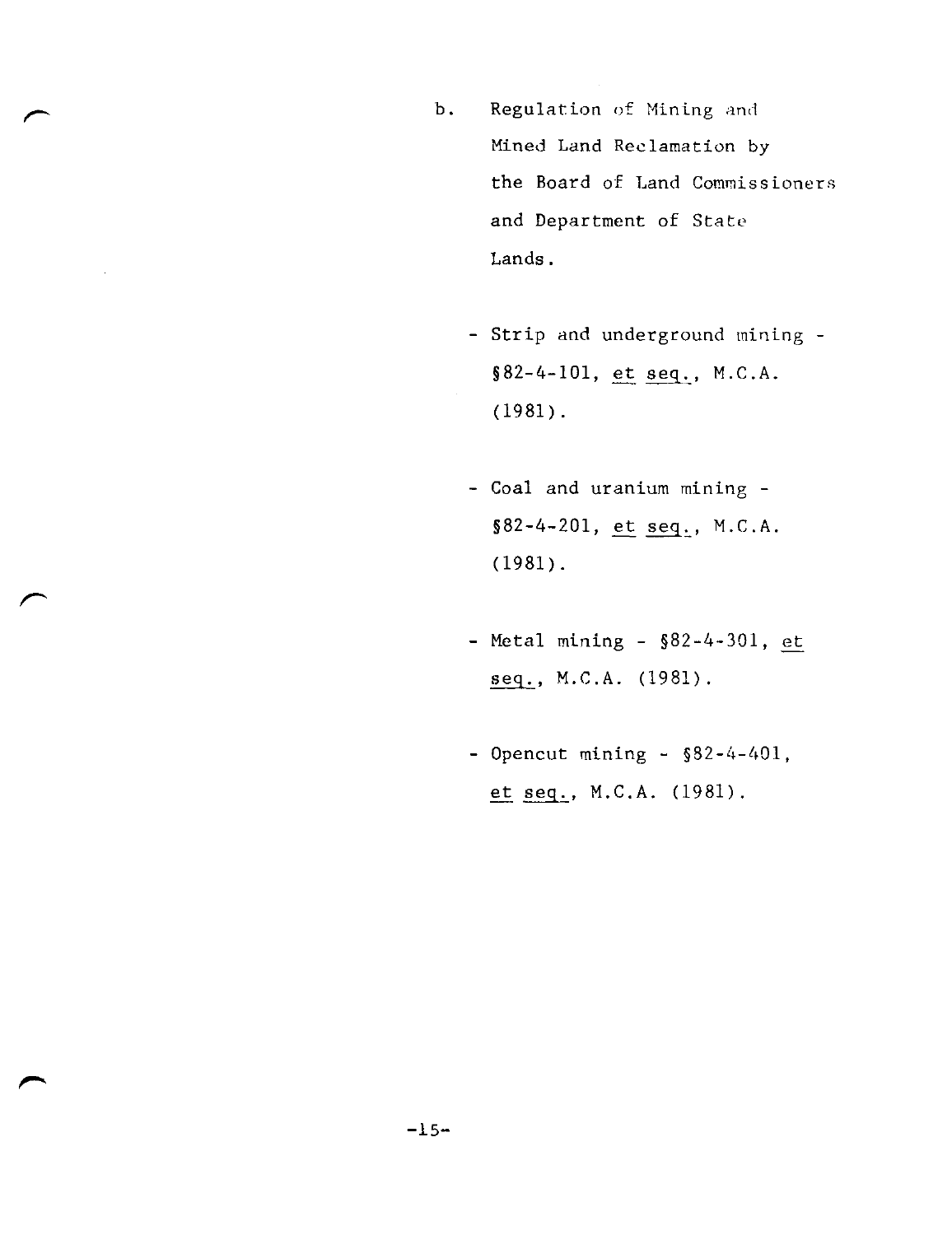b. Regulation of Mining and Mined Land Reclamation by the Board of Land Commissioners and Department of State Lands.

- Strip and underground mining - §82-4-101, _et seq._, M.C.A. (1981).

- Coal and uranium mining - §82-4-201, _et seq._, M.C.A. (1981).

- Metal mining - §82-4-301, _et seq._, M.C.A. (1981).

- Opencut mining - §82-4-401, _et seq._, M.C.A. (1981).